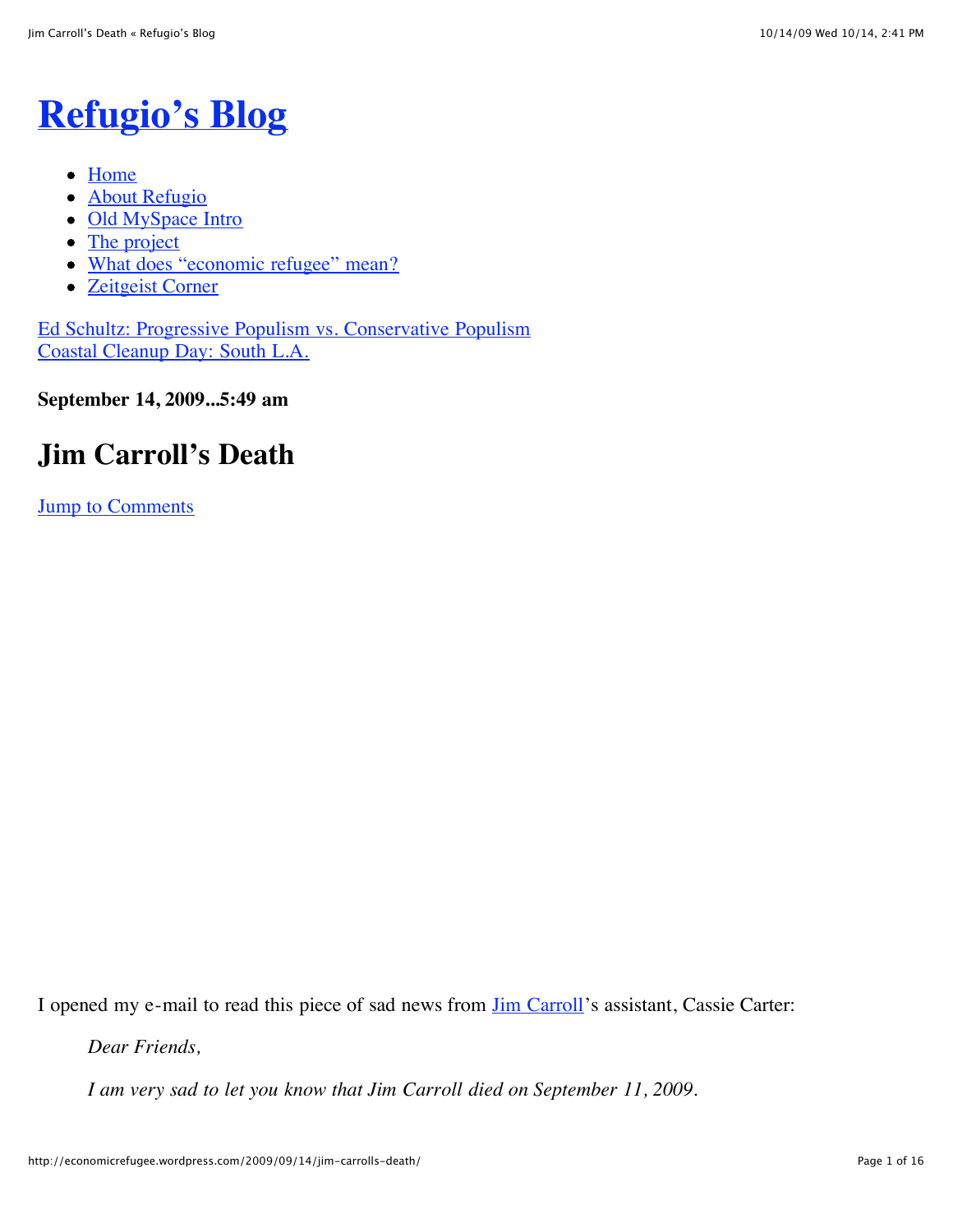# Refugio's Blog

- Home
- About Refugio
- Old MySpace Intro
- The project
- What does "economic refugee" mean?
- Zeitgeist Corner

Ed Schultz: Progressive Populism vs. Conservative Populism
Coastal Cleanup Day: South L.A.

**September 14, 2009...5:49 am**

## Jim Carroll's Death

Jump to Comments

I opened my e-mail to read this piece of sad news from Jim Carroll's assistant, Cassie Carter:

> *Dear Friends,*
>
> *I am very sad to let you know that Jim Carroll died on September 11, 2009.*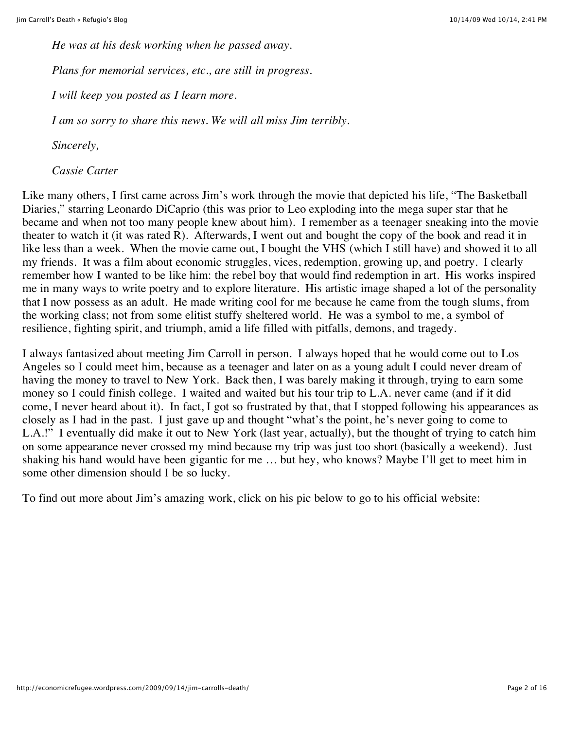*He was at his desk working when he passed away.*

*Plans for memorial services, etc., are still in progress.*

*I will keep you posted as I learn more.*

*I am so sorry to share this news. We will all miss Jim terribly.*

*Sincerely,*

*Cassie Carter*

Like many others, I first came across Jim's work through the movie that depicted his life, "The Basketball Diaries," starring Leonardo DiCaprio (this was prior to Leo exploding into the mega super star that he became and when not too many people knew about him). I remember as a teenager sneaking into the movie theater to watch it (it was rated R). Afterwards, I went out and bought the copy of the book and read it in like less than a week. When the movie came out, I bought the VHS (which I still have) and showed it to all my friends. It was a film about economic struggles, vices, redemption, growing up, and poetry. I clearly remember how I wanted to be like him: the rebel boy that would find redemption in art. His works inspired me in many ways to write poetry and to explore literature. His artistic image shaped a lot of the personality that I now possess as an adult. He made writing cool for me because he came from the tough slums, from the working class; not from some elitist stuffy sheltered world. He was a symbol to me, a symbol of resilience, fighting spirit, and triumph, amid a life filled with pitfalls, demons, and tragedy.

I always fantasized about meeting Jim Carroll in person. I always hoped that he would come out to Los Angeles so I could meet him, because as a teenager and later on as a young adult I could never dream of having the money to travel to New York. Back then, I was barely making it through, trying to earn some money so I could finish college. I waited and waited but his tour trip to L.A. never came (and if it did come, I never heard about it). In fact, I got so frustrated by that, that I stopped following his appearances as closely as I had in the past. I just gave up and thought "what's the point, he's never going to come to L.A.!" I eventually did make it out to New York (last year, actually), but the thought of trying to catch him on some appearance never crossed my mind because my trip was just too short (basically a weekend). Just shaking his hand would have been gigantic for me … but hey, who knows? Maybe I'll get to meet him in some other dimension should I be so lucky.

To find out more about Jim's amazing work, click on his pic below to go to his official website: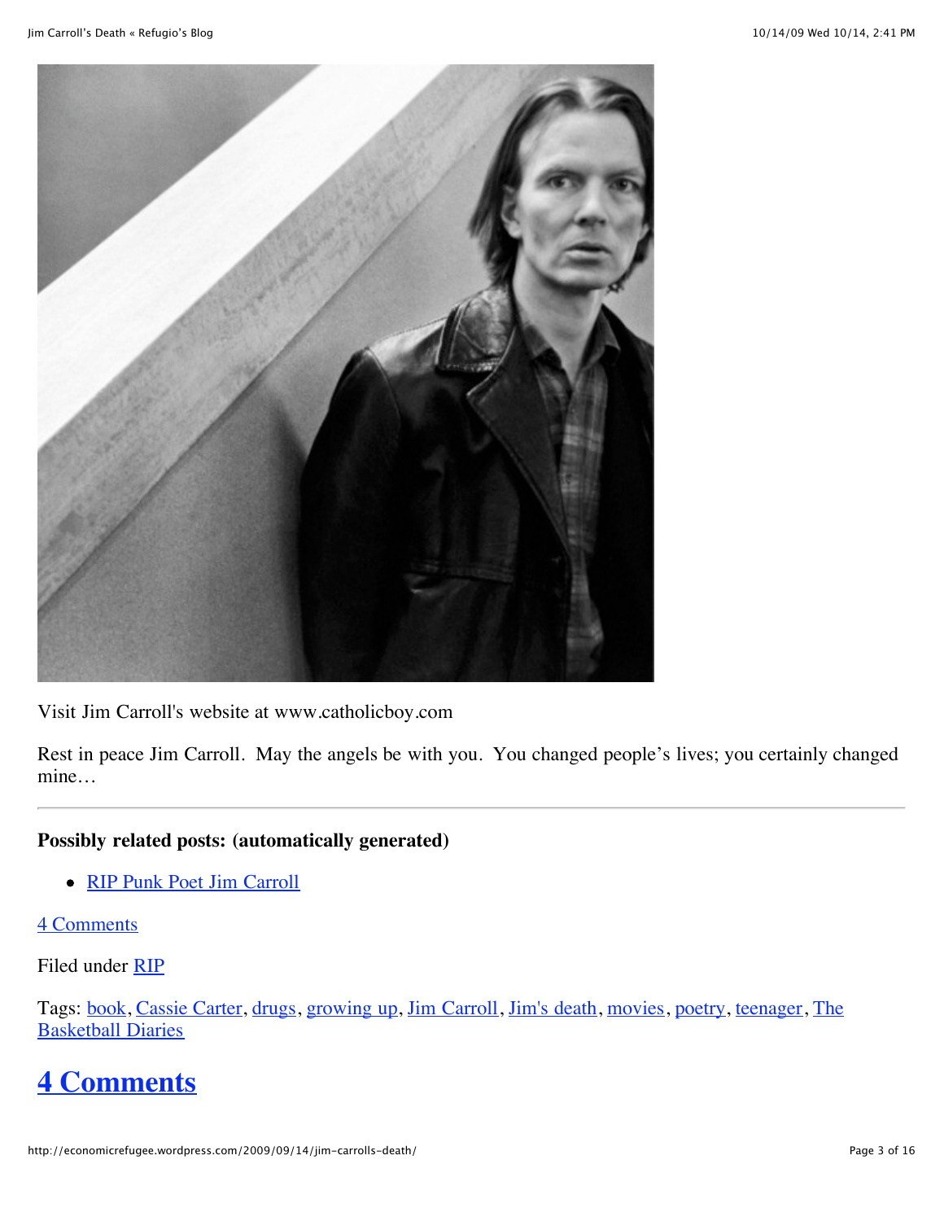Visit Jim Carroll's website at www.catholicboy.com

Rest in peace Jim Carroll. May the angels be with you. You changed people's lives; you certainly changed mine…

---

**Possibly related posts: (automatically generated)**

- RIP Punk Poet Jim Carroll

4 Comments

Filed under RIP

Tags: book, Cassie Carter, drugs, growing up, Jim Carroll, Jim's death, movies, poetry, teenager, The Basketball Diaries

# 4 Comments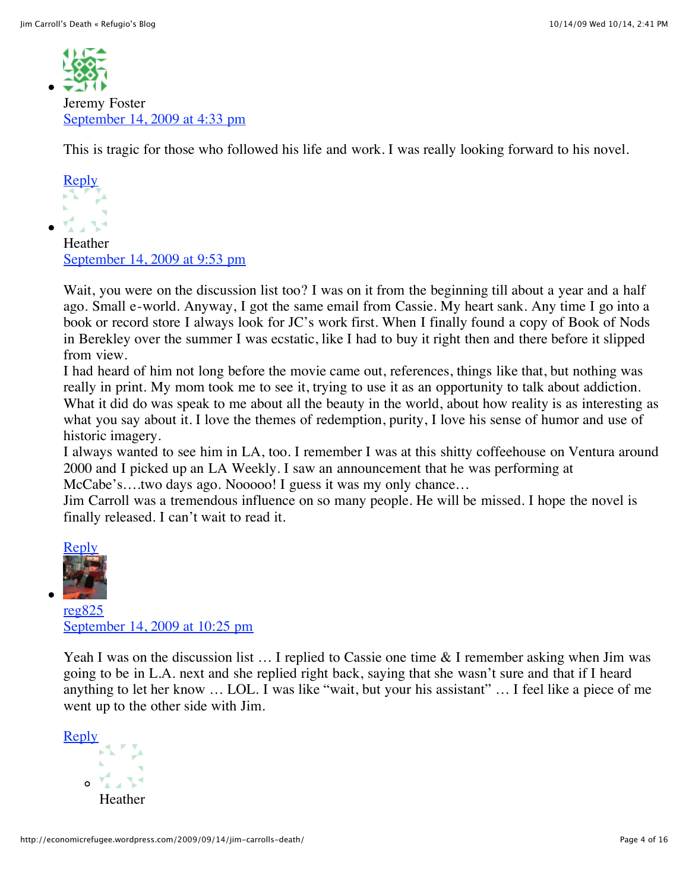- Jeremy Foster
  [September 14, 2009 at 4:33 pm]

  This is tragic for those who followed his life and work. I was really looking forward to his novel.

  [Reply]

- Heather
  [September 14, 2009 at 9:53 pm]

  Wait, you were on the discussion list too? I was on it from the beginning till about a year and a half ago. Small e-world. Anyway, I got the same email from Cassie. My heart sank. Any time I go into a book or record store I always look for JC's work first. When I finally found a copy of Book of Nods in Berekley over the summer I was ecstatic, like I had to buy it right then and there before it slipped from view.
  I had heard of him not long before the movie came out, references, things like that, but nothing was really in print. My mom took me to see it, trying to use it as an opportunity to talk about addiction. What it did do was speak to me about all the beauty in the world, about how reality is as interesting as what you say about it. I love the themes of redemption, purity, I love his sense of humor and use of historic imagery.
  I always wanted to see him in LA, too. I remember I was at this shitty coffeehouse on Ventura around 2000 and I picked up an LA Weekly. I saw an announcement that he was performing at McCabe's….two days ago. Nooooo! I guess it was my only chance…
  Jim Carroll was a tremendous influence on so many people. He will be missed. I hope the novel is finally released. I can't wait to read it.

  [Reply]

- [reg825]
  [September 14, 2009 at 10:25 pm]

  Yeah I was on the discussion list … I replied to Cassie one time & I remember asking when Jim was going to be in L.A. next and she replied right back, saying that she wasn't sure and that if I heard anything to let her know … LOL. I was like "wait, but your his assistant" … I feel like a piece of me went up to the other side with Jim.

  [Reply]

  - Heather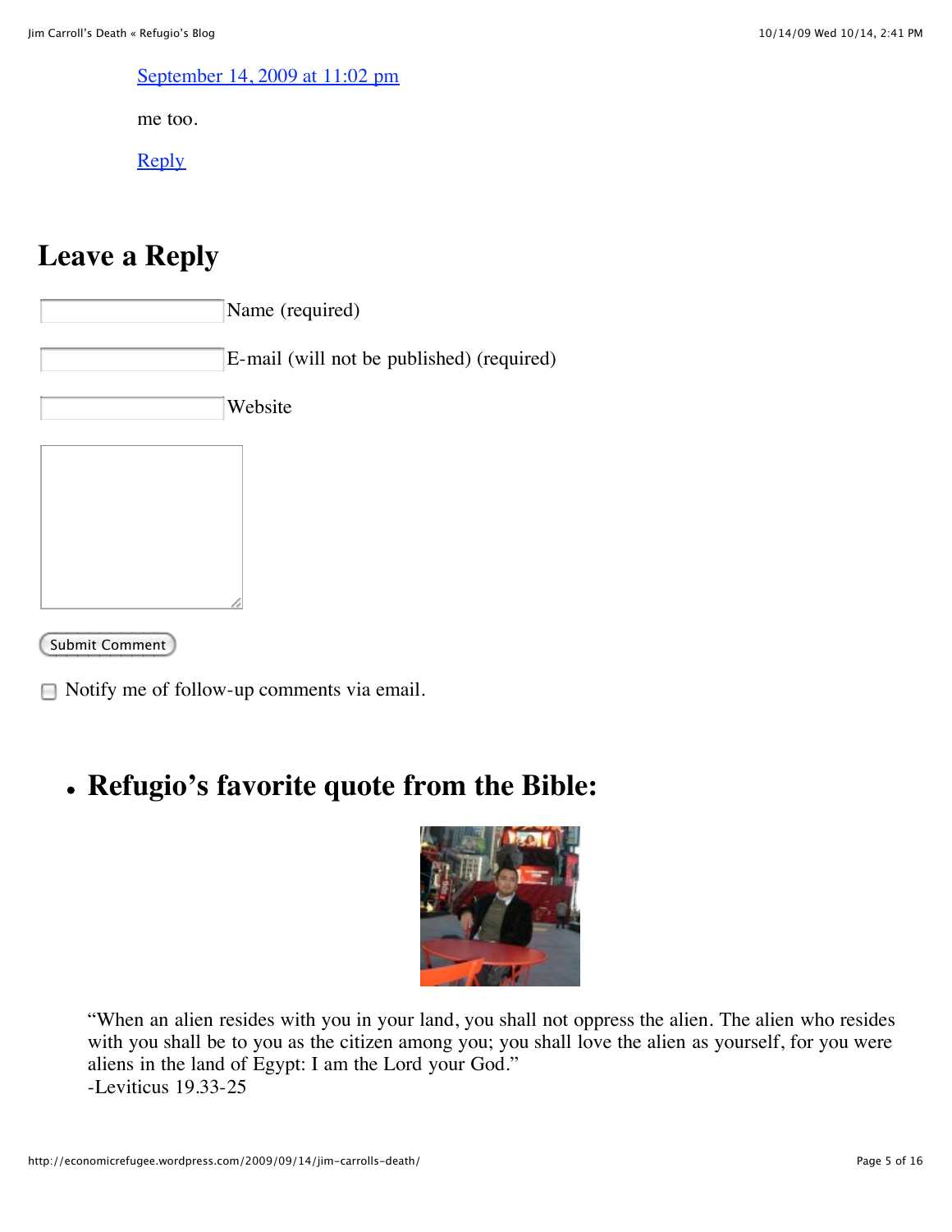September 14, 2009 at 11:02 pm

me too.

Reply

## Leave a Reply

Name (required)

E-mail (will not be published) (required)

Website

Submit Comment

Notify me of follow-up comments via email.

- ## Refugio's favorite quote from the Bible:

"When an alien resides with you in your land, you shall not oppress the alien. The alien who resides with you shall be to you as the citizen among you; you shall love the alien as yourself, for you were aliens in the land of Egypt: I am the Lord your God."
-Leviticus 19.33-25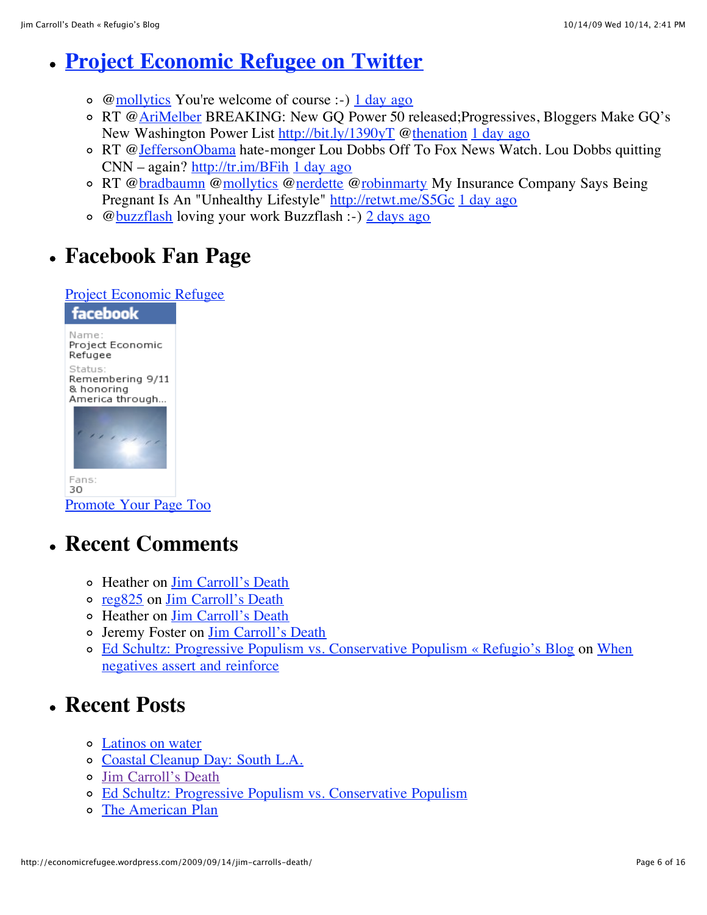- ## Project Economic Refugee on Twitter

  - @mollytics You're welcome of course :-) 1 day ago
  - RT @AriMelber BREAKING: New GQ Power 50 released;Progressives, Bloggers Make GQ's New Washington Power List http://bit.ly/1390yT @thenation 1 day ago
  - RT @JeffersonObama hate-monger Lou Dobbs Off To Fox News Watch. Lou Dobbs quitting CNN – again? http://tr.im/BFih 1 day ago
  - RT @bradbaumn @mollytics @nerdette @robinmarty My Insurance Company Says Being Pregnant Is An "Unhealthy Lifestyle" http://retwt.me/S5Gc 1 day ago
  - @buzzflash loving your work Buzzflash :-) 2 days ago

- ## Facebook Fan Page

  Project Economic Refugee

  facebook

  Name:
  Project Economic Refugee

  Status:
  Remembering 9/11 & honoring America through...

  Fans:
  30

  Promote Your Page Too

- ## Recent Comments

  - Heather on Jim Carroll's Death
  - reg825 on Jim Carroll's Death
  - Heather on Jim Carroll's Death
  - Jeremy Foster on Jim Carroll's Death
  - Ed Schultz: Progressive Populism vs. Conservative Populism « Refugio's Blog on When negatives assert and reinforce

- ## Recent Posts

  - Latinos on water
  - Coastal Cleanup Day: South L.A.
  - Jim Carroll's Death
  - Ed Schultz: Progressive Populism vs. Conservative Populism
  - The American Plan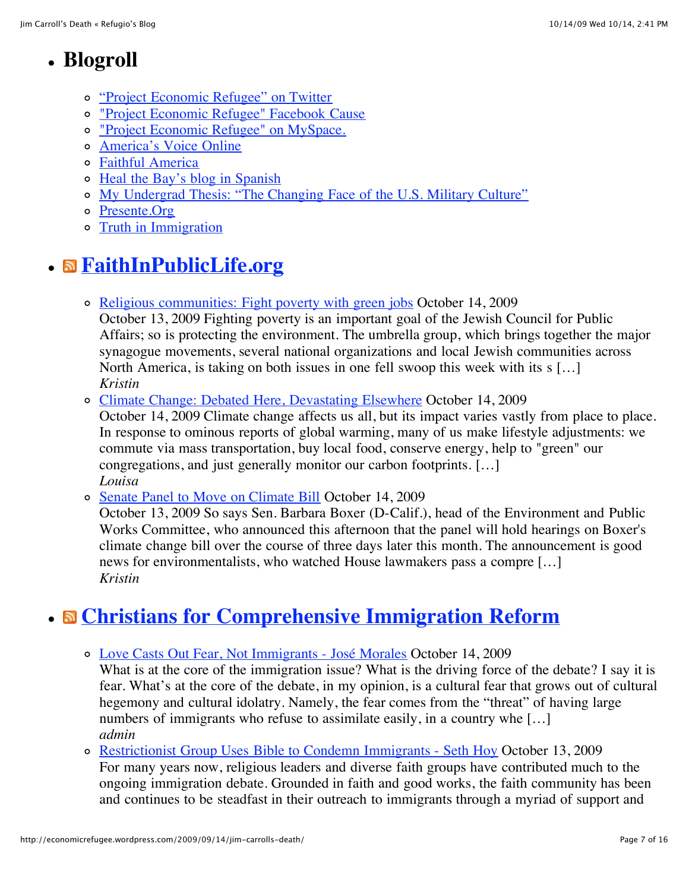- ## Blogroll
  - "Project Economic Refugee" on Twitter
  - "Project Economic Refugee" Facebook Cause
  - "Project Economic Refugee" on MySpace.
  - America's Voice Online
  - Faithful America
  - Heal the Bay's blog in Spanish
  - My Undergrad Thesis: "The Changing Face of the U.S. Military Culture"
  - Presente.Org
  - Truth in Immigration

- ## FaithInPublicLife.org
  - Religious communities: Fight poverty with green jobs October 14, 2009
    October 13, 2009 Fighting poverty is an important goal of the Jewish Council for Public Affairs; so is protecting the environment. The umbrella group, which brings together the major synagogue movements, several national organizations and local Jewish communities across North America, is taking on both issues in one fell swoop this week with its s […]
    *Kristin*
  - Climate Change: Debated Here, Devastating Elsewhere October 14, 2009
    October 14, 2009 Climate change affects us all, but its impact varies vastly from place to place. In response to ominous reports of global warming, many of us make lifestyle adjustments: we commute via mass transportation, buy local food, conserve energy, help to "green" our congregations, and just generally monitor our carbon footprints. […]
    *Louisa*
  - Senate Panel to Move on Climate Bill October 14, 2009
    October 13, 2009 So says Sen. Barbara Boxer (D-Calif.), head of the Environment and Public Works Committee, who announced this afternoon that the panel will hold hearings on Boxer's climate change bill over the course of three days later this month. The announcement is good news for environmentalists, who watched House lawmakers pass a compre […]
    *Kristin*

- ## Christians for Comprehensive Immigration Reform
  - Love Casts Out Fear, Not Immigrants - José Morales October 14, 2009
    What is at the core of the immigration issue? What is the driving force of the debate? I say it is fear. What's at the core of the debate, in my opinion, is a cultural fear that grows out of cultural hegemony and cultural idolatry. Namely, the fear comes from the "threat" of having large numbers of immigrants who refuse to assimilate easily, in a country whe […]
    *admin*
  - Restrictionist Group Uses Bible to Condemn Immigrants - Seth Hoy October 13, 2009
    For many years now, religious leaders and diverse faith groups have contributed much to the ongoing immigration debate. Grounded in faith and good works, the faith community has been and continues to be steadfast in their outreach to immigrants through a myriad of support and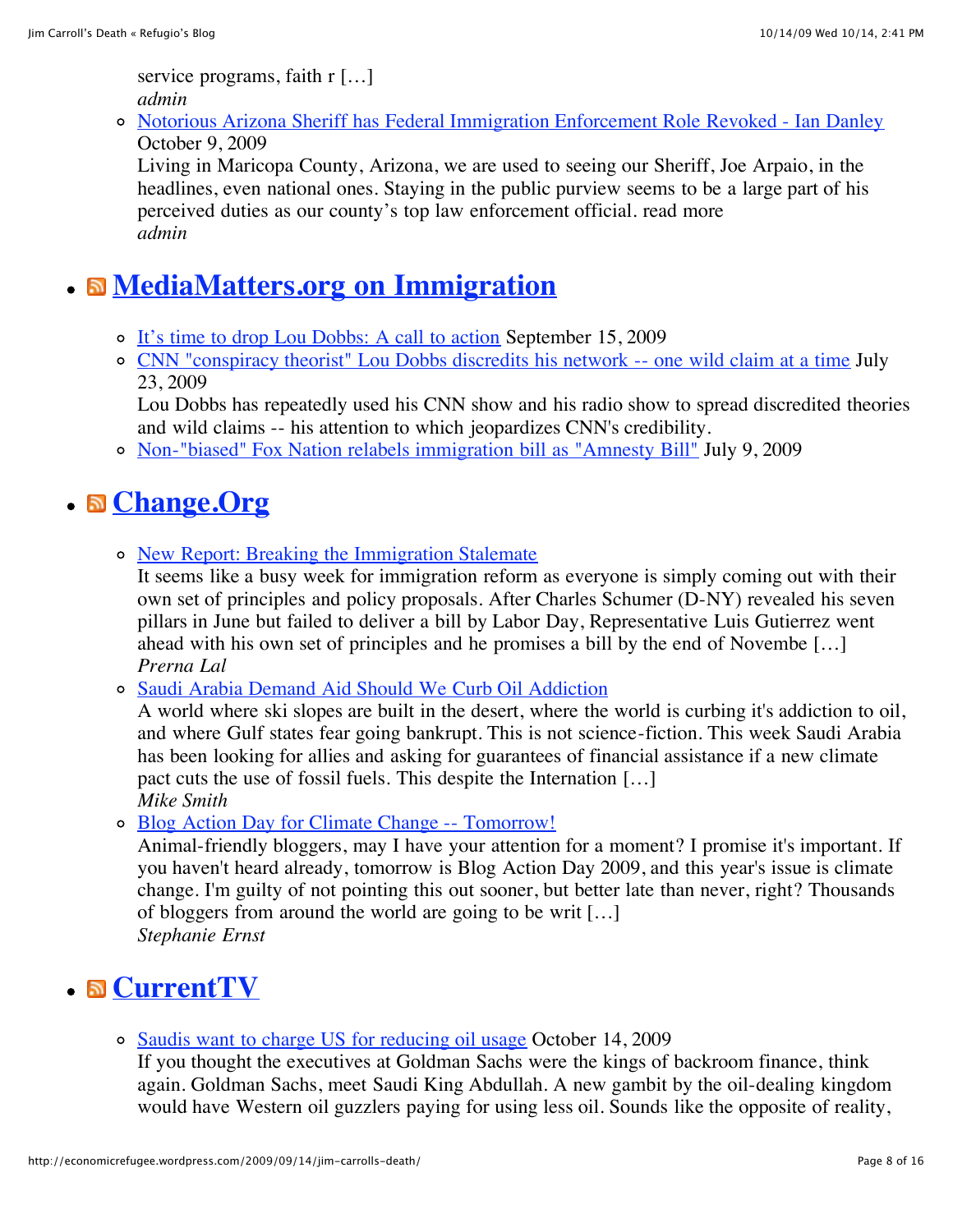service programs, faith r […]
*admin*

- Notorious Arizona Sheriff has Federal Immigration Enforcement Role Revoked - Ian Danley
October 9, 2009
Living in Maricopa County, Arizona, we are used to seeing our Sheriff, Joe Arpaio, in the headlines, even national ones. Staying in the public purview seems to be a large part of his perceived duties as our county's top law enforcement official. read more
*admin*

## MediaMatters.org on Immigration

- It's time to drop Lou Dobbs: A call to action September 15, 2009
- CNN "conspiracy theorist" Lou Dobbs discredits his network -- one wild claim at a time July 23, 2009
Lou Dobbs has repeatedly used his CNN show and his radio show to spread discredited theories and wild claims -- his attention to which jeopardizes CNN's credibility.
- Non-"biased" Fox Nation relabels immigration bill as "Amnesty Bill" July 9, 2009

## Change.Org

- New Report: Breaking the Immigration Stalemate
It seems like a busy week for immigration reform as everyone is simply coming out with their own set of principles and policy proposals. After Charles Schumer (D-NY) revealed his seven pillars in June but failed to deliver a bill by Labor Day, Representative Luis Gutierrez went ahead with his own set of principles and he promises a bill by the end of Novembe […]
*Prerna Lal*
- Saudi Arabia Demand Aid Should We Curb Oil Addiction
A world where ski slopes are built in the desert, where the world is curbing it's addiction to oil, and where Gulf states fear going bankrupt. This is not science-fiction. This week Saudi Arabia has been looking for allies and asking for guarantees of financial assistance if a new climate pact cuts the use of fossil fuels. This despite the Internation […]
*Mike Smith*
- Blog Action Day for Climate Change -- Tomorrow!
Animal-friendly bloggers, may I have your attention for a moment? I promise it's important. If you haven't heard already, tomorrow is Blog Action Day 2009, and this year's issue is climate change. I'm guilty of not pointing this out sooner, but better late than never, right? Thousands of bloggers from around the world are going to be writ […]
*Stephanie Ernst*

## CurrentTV

- Saudis want to charge US for reducing oil usage October 14, 2009
If you thought the executives at Goldman Sachs were the kings of backroom finance, think again. Goldman Sachs, meet Saudi King Abdullah. A new gambit by the oil-dealing kingdom would have Western oil guzzlers paying for using less oil. Sounds like the opposite of reality,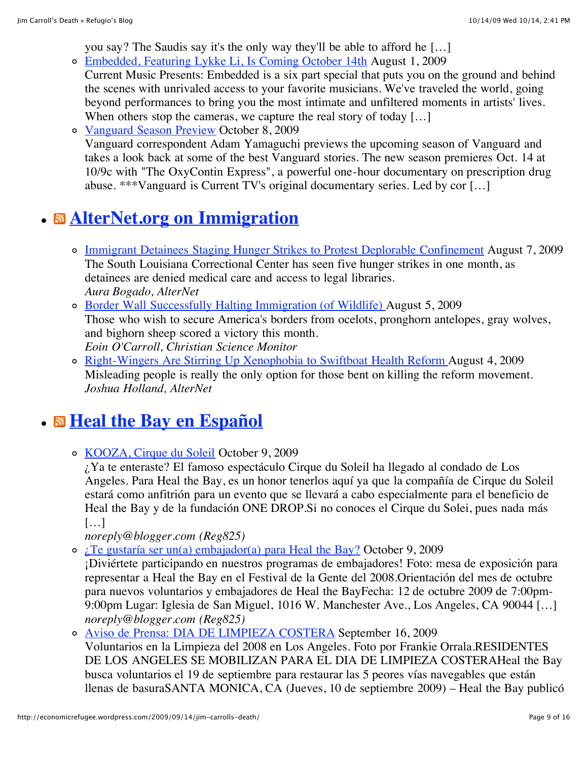you say? The Saudis say it's the only way they'll be able to afford he […]

- Embedded, Featuring Lykke Li, Is Coming October 14th August 1, 2009
  Current Music Presents: Embedded is a six part special that puts you on the ground and behind the scenes with unrivaled access to your favorite musicians. We've traveled the world, going beyond performances to bring you the most intimate and unfiltered moments in artists' lives. When others stop the cameras, we capture the real story of today […]
- Vanguard Season Preview October 8, 2009
  Vanguard correspondent Adam Yamaguchi previews the upcoming season of Vanguard and takes a look back at some of the best Vanguard stories. The new season premieres Oct. 14 at 10/9c with "The OxyContin Express", a powerful one-hour documentary on prescription drug abuse. ***Vanguard is Current TV's original documentary series. Led by cor […]

## AlterNet.org on Immigration

- Immigrant Detainees Staging Hunger Strikes to Protest Deplorable Confinement August 7, 2009
  The South Louisiana Correctional Center has seen five hunger strikes in one month, as detainees are denied medical care and access to legal libraries.
  *Aura Bogado, AlterNet*
- Border Wall Successfully Halting Immigration (of Wildlife) August 5, 2009
  Those who wish to secure America's borders from ocelots, pronghorn antelopes, gray wolves, and bighorn sheep scored a victory this month.
  *Eoin O'Carroll, Christian Science Monitor*
- Right-Wingers Are Stirring Up Xenophobia to Swiftboat Health Reform August 4, 2009
  Misleading people is really the only option for those bent on killing the reform movement.
  *Joshua Holland, AlterNet*

## Heal the Bay en Español

- KOOZA, Cirque du Soleil October 9, 2009
  ¿Ya te enteraste? El famoso espectáculo Cirque du Soleil ha llegado al condado de Los Angeles. Para Heal the Bay, es un honor tenerlos aquí ya que la compañía de Cirque du Soleil estará como anfitrión para un evento que se llevará a cabo especialmente para el beneficio de Heal the Bay y de la fundación ONE DROP.Si no conoces el Cirque du Solei, pues nada más […]
  *noreply@blogger.com (Reg825)*
- ¿Te gustaría ser un(a) embajador(a) para Heal the Bay? October 9, 2009
  ¡Diviértete participando en nuestros programas de embajadores! Foto: mesa de exposición para representar a Heal the Bay en el Festival de la Gente del 2008.Orientación del mes de octubre para nuevos voluntarios y embajadores de Heal the BayFecha: 12 de octubre 2009 de 7:00pm-9:00pm Lugar: Iglesia de San Miguel, 1016 W. Manchester Ave., Los Angeles, CA 90044 […]
  *noreply@blogger.com (Reg825)*
- Aviso de Prensa: DIA DE LIMPIEZA COSTERA September 16, 2009
  Voluntarios en la Limpieza del 2008 en Los Angeles. Foto por Frankie Orrala.RESIDENTES DE LOS ANGELES SE MOBILIZAN PARA EL DIA DE LIMPIEZA COSTERAHeal the Bay busca voluntarios el 19 de septiembre para restaurar las 5 peores vías navegables que están llenas de basuraSANTA MONICA, CA (Jueves, 10 de septiembre 2009) – Heal the Bay publicó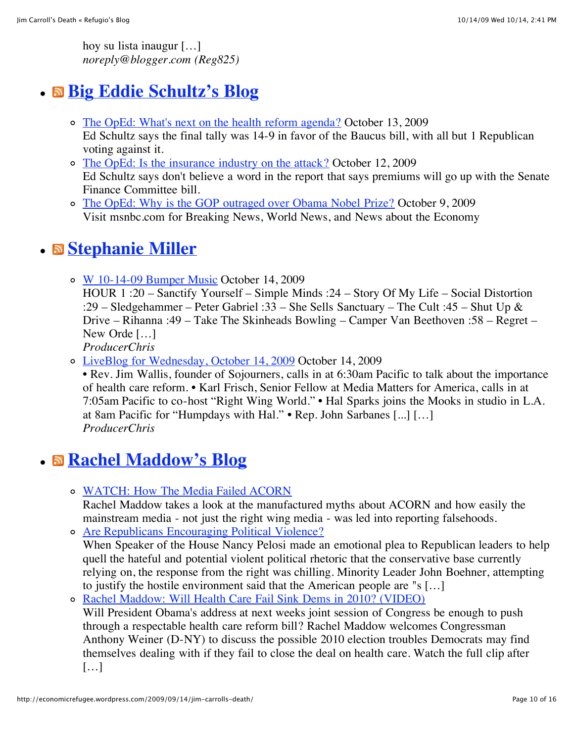hoy su lista inaugur […]
*noreply@blogger.com (Reg825)*

- ## Big Eddie Schultz's Blog

  - The OpEd: What's next on the health reform agenda? October 13, 2009
    Ed Schultz says the final tally was 14-9 in favor of the Baucus bill, with all but 1 Republican voting against it.
  - The OpEd: Is the insurance industry on the attack? October 12, 2009
    Ed Schultz says don't believe a word in the report that says premiums will go up with the Senate Finance Committee bill.
  - The OpEd: Why is the GOP outraged over Obama Nobel Prize? October 9, 2009
    Visit msnbc.com for Breaking News, World News, and News about the Economy

- ## Stephanie Miller

  - W 10-14-09 Bumper Music October 14, 2009
    HOUR 1 :20 – Sanctify Yourself – Simple Minds :24 – Story Of My Life – Social Distortion :29 – Sledgehammer – Peter Gabriel :33 – She Sells Sanctuary – The Cult :45 – Shut Up & Drive – Rihanna :49 – Take The Skinheads Bowling – Camper Van Beethoven :58 – Regret – New Orde […]
    *ProducerChris*
  - LiveBlog for Wednesday, October 14, 2009 October 14, 2009
    • Rev. Jim Wallis, founder of Sojourners, calls in at 6:30am Pacific to talk about the importance of health care reform. • Karl Frisch, Senior Fellow at Media Matters for America, calls in at 7:05am Pacific to co-host "Right Wing World." • Hal Sparks joins the Mooks in studio in L.A. at 8am Pacific for "Humpdays with Hal." • Rep. John Sarbanes [...] […]
    *ProducerChris*

- ## Rachel Maddow's Blog

  - WATCH: How The Media Failed ACORN
    Rachel Maddow takes a look at the manufactured myths about ACORN and how easily the mainstream media - not just the right wing media - was led into reporting falsehoods.
  - Are Republicans Encouraging Political Violence?
    When Speaker of the House Nancy Pelosi made an emotional plea to Republican leaders to help quell the hateful and potential violent political rhetoric that the conservative base currently relying on, the response from the right was chilling. Minority Leader John Boehner, attempting to justify the hostile environment said that the American people are "s […]
  - Rachel Maddow: Will Health Care Fail Sink Dems in 2010? (VIDEO)
    Will President Obama's address at next weeks joint session of Congress be enough to push through a respectable health care reform bill? Rachel Maddow welcomes Congressman Anthony Weiner (D-NY) to discuss the possible 2010 election troubles Democrats may find themselves dealing with if they fail to close the deal on health care. Watch the full clip after […]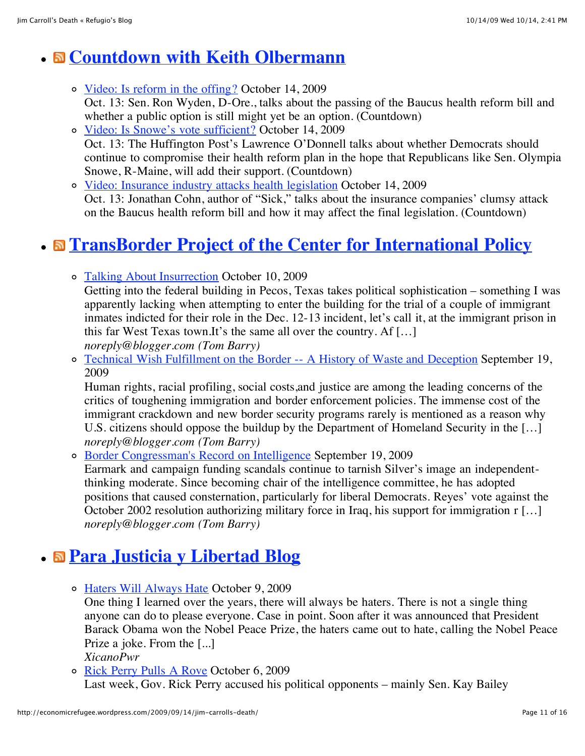- ## Countdown with Keith Olbermann

    - Video: Is reform in the offing? October 14, 2009
      Oct. 13: Sen. Ron Wyden, D-Ore., talks about the passing of the Baucus health reform bill and whether a public option is still might yet be an option. (Countdown)
    - Video: Is Snowe's vote sufficient? October 14, 2009
      Oct. 13: The Huffington Post's Lawrence O'Donnell talks about whether Democrats should continue to compromise their health reform plan in the hope that Republicans like Sen. Olympia Snowe, R-Maine, will add their support. (Countdown)
    - Video: Insurance industry attacks health legislation October 14, 2009
      Oct. 13: Jonathan Cohn, author of "Sick," talks about the insurance companies' clumsy attack on the Baucus health reform bill and how it may affect the final legislation. (Countdown)

- ## TransBorder Project of the Center for International Policy

    - Talking About Insurrection October 10, 2009
      Getting into the federal building in Pecos, Texas takes political sophistication – something I was apparently lacking when attempting to enter the building for the trial of a couple of immigrant inmates indicted for their role in the Dec. 12-13 incident, let's call it, at the immigrant prison in this far West Texas town.It's the same all over the country. Af […]
      *noreply@blogger.com (Tom Barry)*
    - Technical Wish Fulfillment on the Border -- A History of Waste and Deception September 19, 2009
      Human rights, racial profiling, social costs,and justice are among the leading concerns of the critics of toughening immigration and border enforcement policies. The immense cost of the immigrant crackdown and new border security programs rarely is mentioned as a reason why U.S. citizens should oppose the buildup by the Department of Homeland Security in the […]
      *noreply@blogger.com (Tom Barry)*
    - Border Congressman's Record on Intelligence September 19, 2009
      Earmark and campaign funding scandals continue to tarnish Silver's image an independent-thinking moderate. Since becoming chair of the intelligence committee, he has adopted positions that caused consternation, particularly for liberal Democrats. Reyes' vote against the October 2002 resolution authorizing military force in Iraq, his support for immigration r […]
      *noreply@blogger.com (Tom Barry)*

- ## Para Justicia y Libertad Blog

    - Haters Will Always Hate October 9, 2009
      One thing I learned over the years, there will always be haters. There is not a single thing anyone can do to please everyone. Case in point. Soon after it was announced that President Barack Obama won the Nobel Peace Prize, the haters came out to hate, calling the Nobel Peace Prize a joke. From the [...]
      *XicanoPwr*
    - Rick Perry Pulls A Rove October 6, 2009
      Last week, Gov. Rick Perry accused his political opponents – mainly Sen. Kay Bailey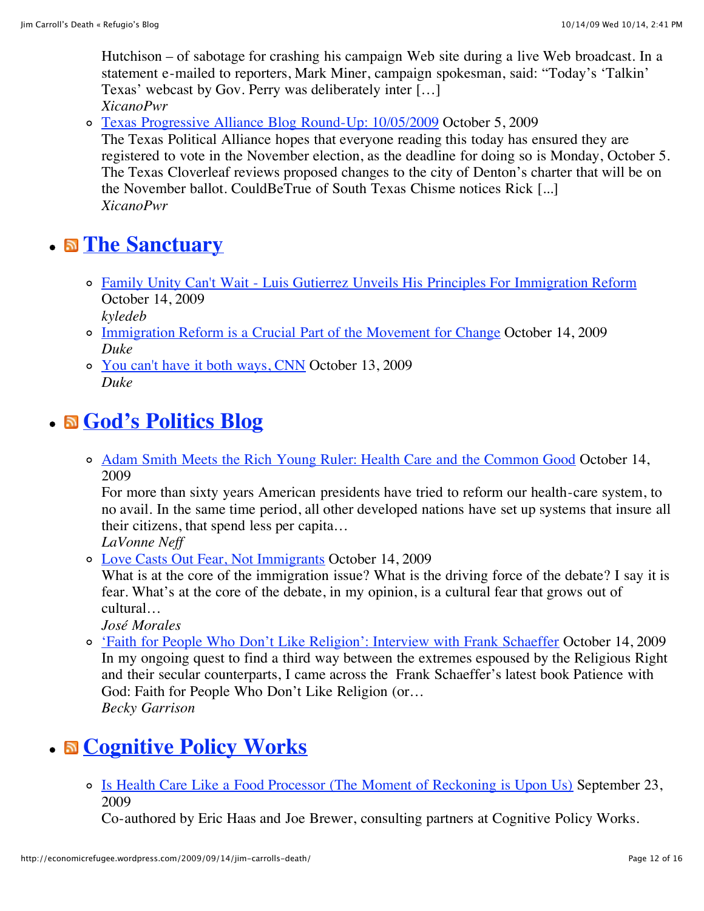Hutchison – of sabotage for crashing his campaign Web site during a live Web broadcast. In a statement e-mailed to reporters, Mark Miner, campaign spokesman, said: "Today's 'Talkin' Texas' webcast by Gov. Perry was deliberately inter […]
*XicanoPwr*

- Texas Progressive Alliance Blog Round-Up: 10/05/2009 October 5, 2009
  The Texas Political Alliance hopes that everyone reading this today has ensured they are registered to vote in the November election, as the deadline for doing so is Monday, October 5. The Texas Cloverleaf reviews proposed changes to the city of Denton's charter that will be on the November ballot. CouldBeTrue of South Texas Chisme notices Rick [...]
  *XicanoPwr*

## The Sanctuary

- Family Unity Can't Wait - Luis Gutierrez Unveils His Principles For Immigration Reform October 14, 2009
  *kyledeb*
- Immigration Reform is a Crucial Part of the Movement for Change October 14, 2009
  *Duke*
- You can't have it both ways, CNN October 13, 2009
  *Duke*

## God's Politics Blog

- Adam Smith Meets the Rich Young Ruler: Health Care and the Common Good October 14, 2009
  For more than sixty years American presidents have tried to reform our health-care system, to no avail. In the same time period, all other developed nations have set up systems that insure all their citizens, that spend less per capita…
  *LaVonne Neff*
- Love Casts Out Fear, Not Immigrants October 14, 2009
  What is at the core of the immigration issue? What is the driving force of the debate? I say it is fear. What's at the core of the debate, in my opinion, is a cultural fear that grows out of cultural…
  *José Morales*
- 'Faith for People Who Don't Like Religion': Interview with Frank Schaeffer October 14, 2009
  In my ongoing quest to find a third way between the extremes espoused by the Religious Right and their secular counterparts, I came across the Frank Schaeffer's latest book Patience with God: Faith for People Who Don't Like Religion (or…
  *Becky Garrison*

## Cognitive Policy Works

- Is Health Care Like a Food Processor (The Moment of Reckoning is Upon Us) September 23, 2009
  Co-authored by Eric Haas and Joe Brewer, consulting partners at Cognitive Policy Works.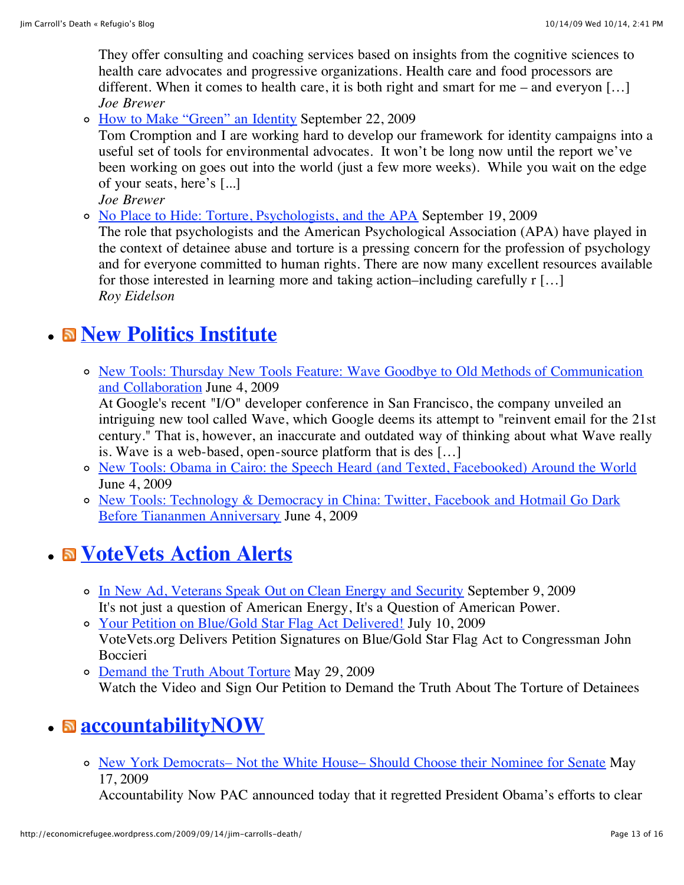They offer consulting and coaching services based on insights from the cognitive sciences to health care advocates and progressive organizations. Health care and food processors are different. When it comes to health care, it is both right and smart for me – and everyon […]
*Joe Brewer*

- [How to Make "Green" an Identity]() September 22, 2009
  Tom Crompton and I are working hard to develop our framework for identity campaigns into a useful set of tools for environmental advocates. It won't be long now until the report we've been working on goes out into the world (just a few more weeks). While you wait on the edge of your seats, here's [...]
  *Joe Brewer*
- [No Place to Hide: Torture, Psychologists, and the APA]() September 19, 2009
  The role that psychologists and the American Psychological Association (APA) have played in the context of detainee abuse and torture is a pressing concern for the profession of psychology and for everyone committed to human rights. There are now many excellent resources available for those interested in learning more and taking action–including carefully r […]
  *Roy Eidelson*

## [New Politics Institute]()

- [New Tools: Thursday New Tools Feature: Wave Goodbye to Old Methods of Communication and Collaboration]() June 4, 2009
  At Google's recent "I/O" developer conference in San Francisco, the company unveiled an intriguing new tool called Wave, which Google deems its attempt to "reinvent email for the 21st century." That is, however, an inaccurate and outdated way of thinking about what Wave really is. Wave is a web-based, open-source platform that is des […]
- [New Tools: Obama in Cairo: the Speech Heard (and Texted, Facebooked) Around the World]() June 4, 2009
- [New Tools: Technology & Democracy in China: Twitter, Facebook and Hotmail Go Dark Before Tiananmen Anniversary]() June 4, 2009

## [VoteVets Action Alerts]()

- [In New Ad, Veterans Speak Out on Clean Energy and Security]() September 9, 2009
  It's not just a question of American Energy, It's a Question of American Power.
- [Your Petition on Blue/Gold Star Flag Act Delivered!]() July 10, 2009
  VoteVets.org Delivers Petition Signatures on Blue/Gold Star Flag Act to Congressman John Boccieri
- [Demand the Truth About Torture]() May 29, 2009
  Watch the Video and Sign Our Petition to Demand the Truth About The Torture of Detainees

## [accountabilityNOW]()

- [New York Democrats– Not the White House– Should Choose their Nominee for Senate]() May 17, 2009
  Accountability Now PAC announced today that it regretted President Obama's efforts to clear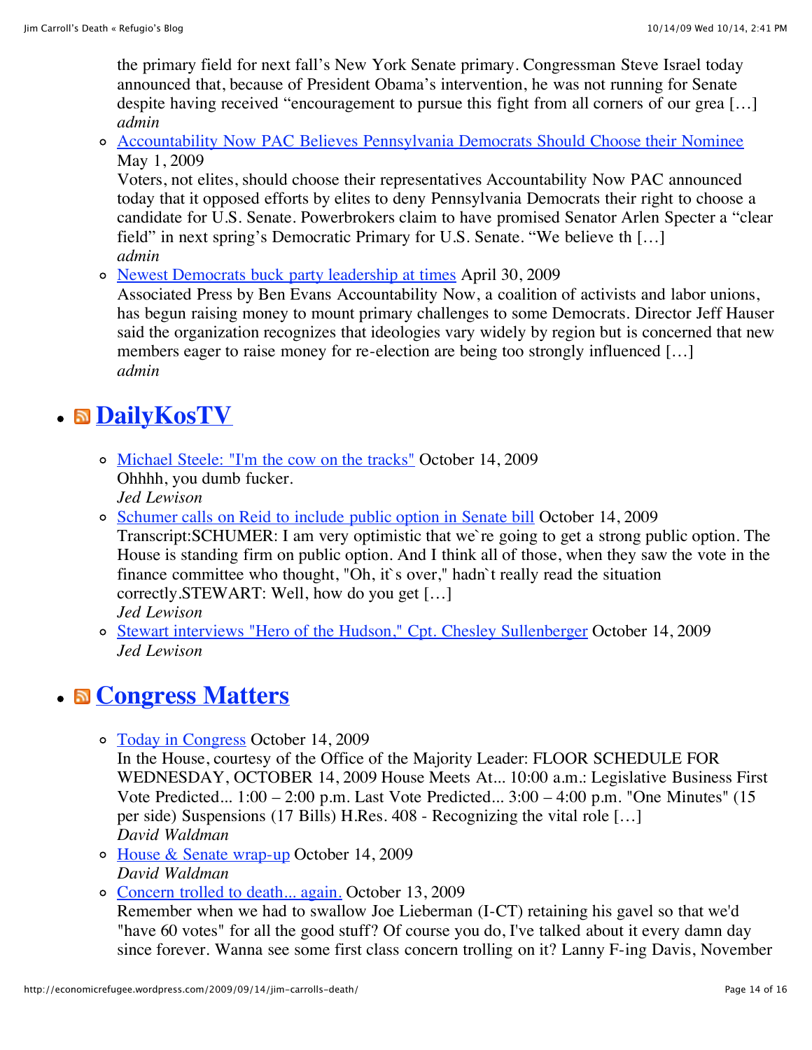the primary field for next fall's New York Senate primary. Congressman Steve Israel today announced that, because of President Obama's intervention, he was not running for Senate despite having received "encouragement to pursue this fight from all corners of our grea […]
*admin*

- Accountability Now PAC Believes Pennsylvania Democrats Should Choose their Nominee May 1, 2009
  Voters, not elites, should choose their representatives Accountability Now PAC announced today that it opposed efforts by elites to deny Pennsylvania Democrats their right to choose a candidate for U.S. Senate. Powerbrokers claim to have promised Senator Arlen Specter a "clear field" in next spring's Democratic Primary for U.S. Senate. "We believe th […]
  *admin*
- Newest Democrats buck party leadership at times April 30, 2009
  Associated Press by Ben Evans Accountability Now, a coalition of activists and labor unions, has begun raising money to mount primary challenges to some Democrats. Director Jeff Hauser said the organization recognizes that ideologies vary widely by region but is concerned that new members eager to raise money for re-election are being too strongly influenced […]
  *admin*

## DailyKosTV

- Michael Steele: "I'm the cow on the tracks" October 14, 2009
  Ohhhh, you dumb fucker.
  *Jed Lewison*
- Schumer calls on Reid to include public option in Senate bill October 14, 2009
  Transcript:SCHUMER: I am very optimistic that we`re going to get a strong public option. The House is standing firm on public option. And I think all of those, when they saw the vote in the finance committee who thought, "Oh, it`s over," hadn`t really read the situation correctly.STEWART: Well, how do you get […]
  *Jed Lewison*
- Stewart interviews "Hero of the Hudson," Cpt. Chesley Sullenberger October 14, 2009
  *Jed Lewison*

## Congress Matters

- Today in Congress October 14, 2009
  In the House, courtesy of the Office of the Majority Leader: FLOOR SCHEDULE FOR WEDNESDAY, OCTOBER 14, 2009 House Meets At... 10:00 a.m.: Legislative Business First Vote Predicted... 1:00 – 2:00 p.m. Last Vote Predicted... 3:00 – 4:00 p.m. "One Minutes" (15 per side) Suspensions (17 Bills) H.Res. 408 - Recognizing the vital role […]
  *David Waldman*
- House & Senate wrap-up October 14, 2009
  *David Waldman*
- Concern trolled to death... again. October 13, 2009
  Remember when we had to swallow Joe Lieberman (I-CT) retaining his gavel so that we'd "have 60 votes" for all the good stuff? Of course you do, I've talked about it every damn day since forever. Wanna see some first class concern trolling on it? Lanny F-ing Davis, November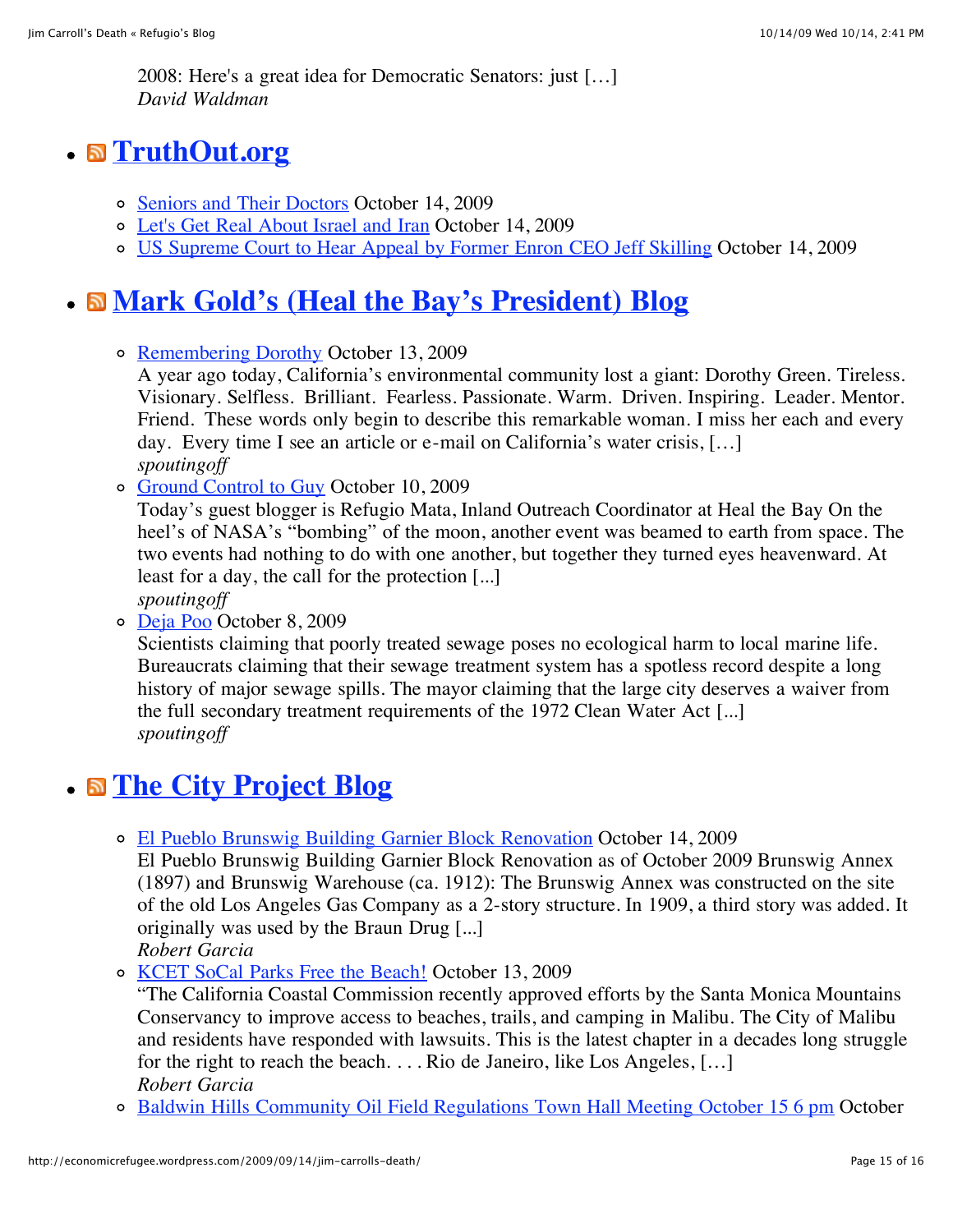2008: Here's a great idea for Democratic Senators: just […]
*David Waldman*

- ## TruthOut.org

  - Seniors and Their Doctors October 14, 2009
  - Let's Get Real About Israel and Iran October 14, 2009
  - US Supreme Court to Hear Appeal by Former Enron CEO Jeff Skilling October 14, 2009

- ## Mark Gold's (Heal the Bay's President) Blog

  - Remembering Dorothy October 13, 2009
    A year ago today, California's environmental community lost a giant: Dorothy Green. Tireless. Visionary. Selfless. Brilliant. Fearless. Passionate. Warm. Driven. Inspiring. Leader. Mentor. Friend. These words only begin to describe this remarkable woman. I miss her each and every day. Every time I see an article or e-mail on California's water crisis, […]
    *spoutingoff*
  - Ground Control to Guy October 10, 2009
    Today's guest blogger is Refugio Mata, Inland Outreach Coordinator at Heal the Bay On the heel's of NASA's "bombing" of the moon, another event was beamed to earth from space. The two events had nothing to do with one another, but together they turned eyes heavenward. At least for a day, the call for the protection [...]
    *spoutingoff*
  - Deja Poo October 8, 2009
    Scientists claiming that poorly treated sewage poses no ecological harm to local marine life. Bureaucrats claiming that their sewage treatment system has a spotless record despite a long history of major sewage spills. The mayor claiming that the large city deserves a waiver from the full secondary treatment requirements of the 1972 Clean Water Act [...]
    *spoutingoff*

- ## The City Project Blog

  - El Pueblo Brunswig Building Garnier Block Renovation October 14, 2009
    El Pueblo Brunswig Building Garnier Block Renovation as of October 2009 Brunswig Annex (1897) and Brunswig Warehouse (ca. 1912): The Brunswig Annex was constructed on the site of the old Los Angeles Gas Company as a 2-story structure. In 1909, a third story was added. It originally was used by the Braun Drug [...]
    *Robert Garcia*
  - KCET SoCal Parks Free the Beach! October 13, 2009
    "The California Coastal Commission recently approved efforts by the Santa Monica Mountains Conservancy to improve access to beaches, trails, and camping in Malibu. The City of Malibu and residents have responded with lawsuits. This is the latest chapter in a decades long struggle for the right to reach the beach. . . . Rio de Janeiro, like Los Angeles, […]
    *Robert Garcia*
  - Baldwin Hills Community Oil Field Regulations Town Hall Meeting October 15 6 pm October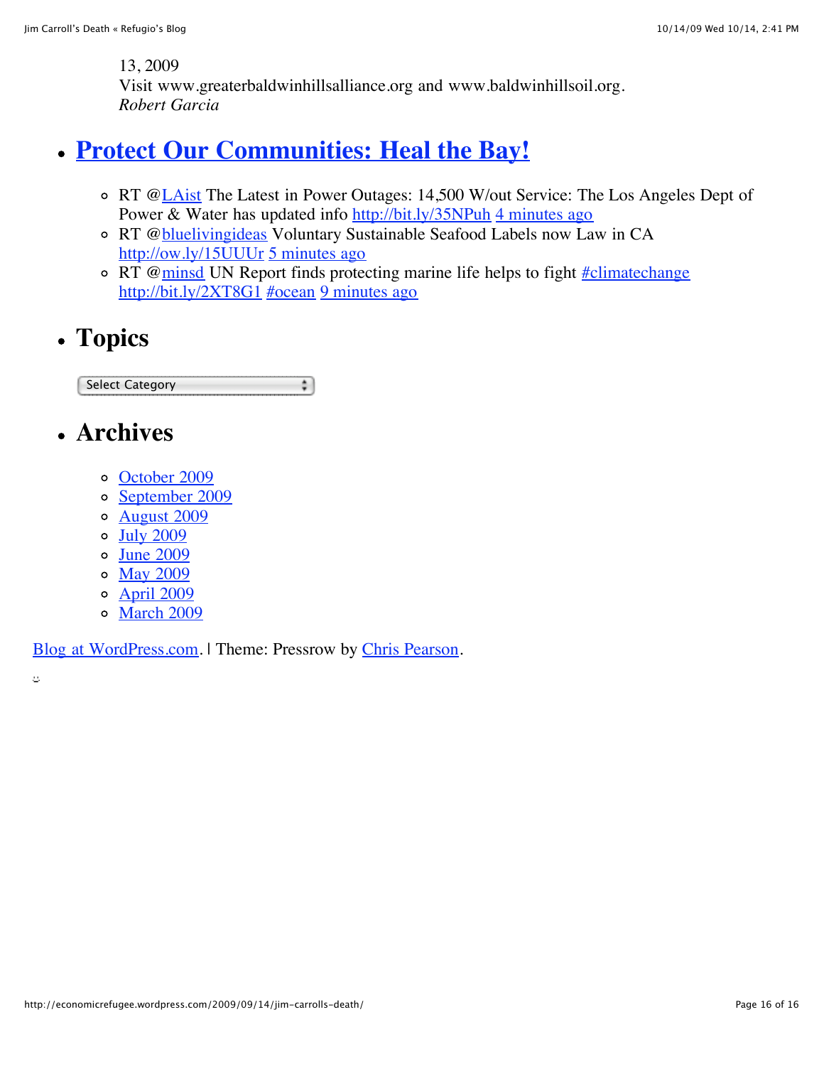13, 2009
Visit www.greaterbaldwinhillsalliance.org and www.baldwinhillsoil.org.
*Robert Garcia*

- ## Protect Our Communities: Heal the Bay!
  - RT @LAist The Latest in Power Outages: 14,500 W/out Service: The Los Angeles Dept of Power & Water has updated info http://bit.ly/35NPuh 4 minutes ago
  - RT @bluelivingideas Voluntary Sustainable Seafood Labels now Law in CA http://ow.ly/15UUUr 5 minutes ago
  - RT @minsd UN Report finds protecting marine life helps to fight #climatechange http://bit.ly/2XT8G1 #ocean 9 minutes ago

- ## Topics

  Select Category

- ## Archives
  - October 2009
  - September 2009
  - August 2009
  - July 2009
  - June 2009
  - May 2009
  - April 2009
  - March 2009

Blog at WordPress.com. | Theme: Pressrow by Chris Pearson.